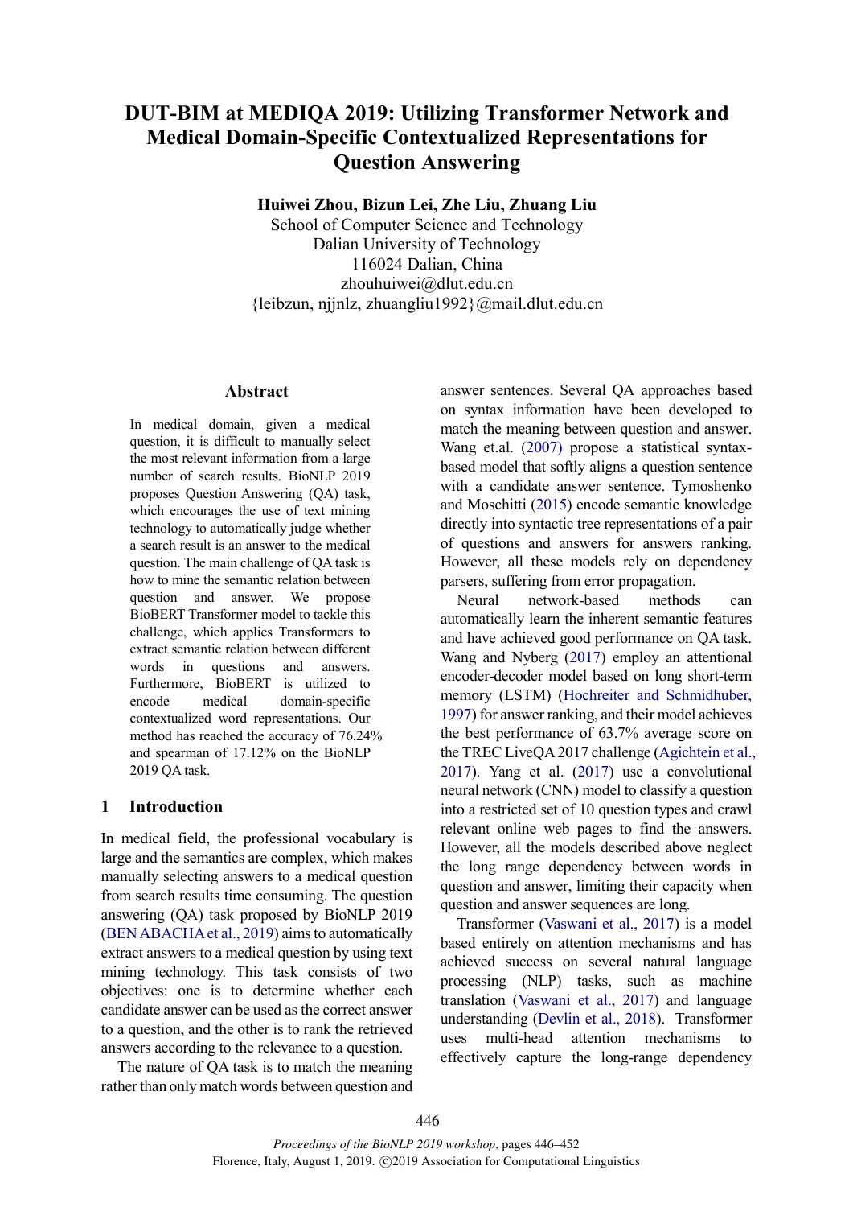# DUT-BIM at MEDIQA 2019: Utilizing Transformer Network and Medical Domain-Specific Contextualized Representations for Question Answering

**Huiwei Zhou, Bizun Lei, Zhe Liu, Zhuang Liu**
School of Computer Science and Technology
Dalian University of Technology
116024 Dalian, China
zhouhuiwei@dlut.edu.cn
{leibzun, njjnlz, zhuangliu1992}@mail.dlut.edu.cn

## Abstract

In medical domain, given a medical question, it is difficult to manually select the most relevant information from a large number of search results. BioNLP 2019 proposes Question Answering (QA) task, which encourages the use of text mining technology to automatically judge whether a search result is an answer to the medical question. The main challenge of QA task is how to mine the semantic relation between question and answer. We propose BioBERT Transformer model to tackle this challenge, which applies Transformers to extract semantic relation between different words in questions and answers. Furthermore, BioBERT is utilized to encode medical domain-specific contextualized word representations. Our method has reached the accuracy of 76.24% and spearman of 17.12% on the BioNLP 2019 QA task.

## 1 Introduction

In medical field, the professional vocabulary is large and the semantics are complex, which makes manually selecting answers to a medical question from search results time consuming. The question answering (QA) task proposed by BioNLP 2019 (BEN ABACHA et al., 2019) aims to automatically extract answers to a medical question by using text mining technology. This task consists of two objectives: one is to determine whether each candidate answer can be used as the correct answer to a question, and the other is to rank the retrieved answers according to the relevance to a question.

The nature of QA task is to match the meaning rather than only match words between question and answer sentences. Several QA approaches based on syntax information have been developed to match the meaning between question and answer. Wang et.al. (2007) propose a statistical syntax-based model that softly aligns a question sentence with a candidate answer sentence. Tymoshenko and Moschitti (2015) encode semantic knowledge directly into syntactic tree representations of a pair of questions and answers for answers ranking. However, all these models rely on dependency parsers, suffering from error propagation.

Neural network-based methods can automatically learn the inherent semantic features and have achieved good performance on QA task. Wang and Nyberg (2017) employ an attentional encoder-decoder model based on long short-term memory (LSTM) (Hochreiter and Schmidhuber, 1997) for answer ranking, and their model achieves the best performance of 63.7% average score on the TREC LiveQA 2017 challenge (Agichtein et al., 2017). Yang et al. (2017) use a convolutional neural network (CNN) model to classify a question into a restricted set of 10 question types and crawl relevant online web pages to find the answers. However, all the models described above neglect the long range dependency between words in question and answer, limiting their capacity when question and answer sequences are long.

Transformer (Vaswani et al., 2017) is a model based entirely on attention mechanisms and has achieved success on several natural language processing (NLP) tasks, such as machine translation (Vaswani et al., 2017) and language understanding (Devlin et al., 2018). Transformer uses multi-head attention mechanisms to effectively capture the long-range dependency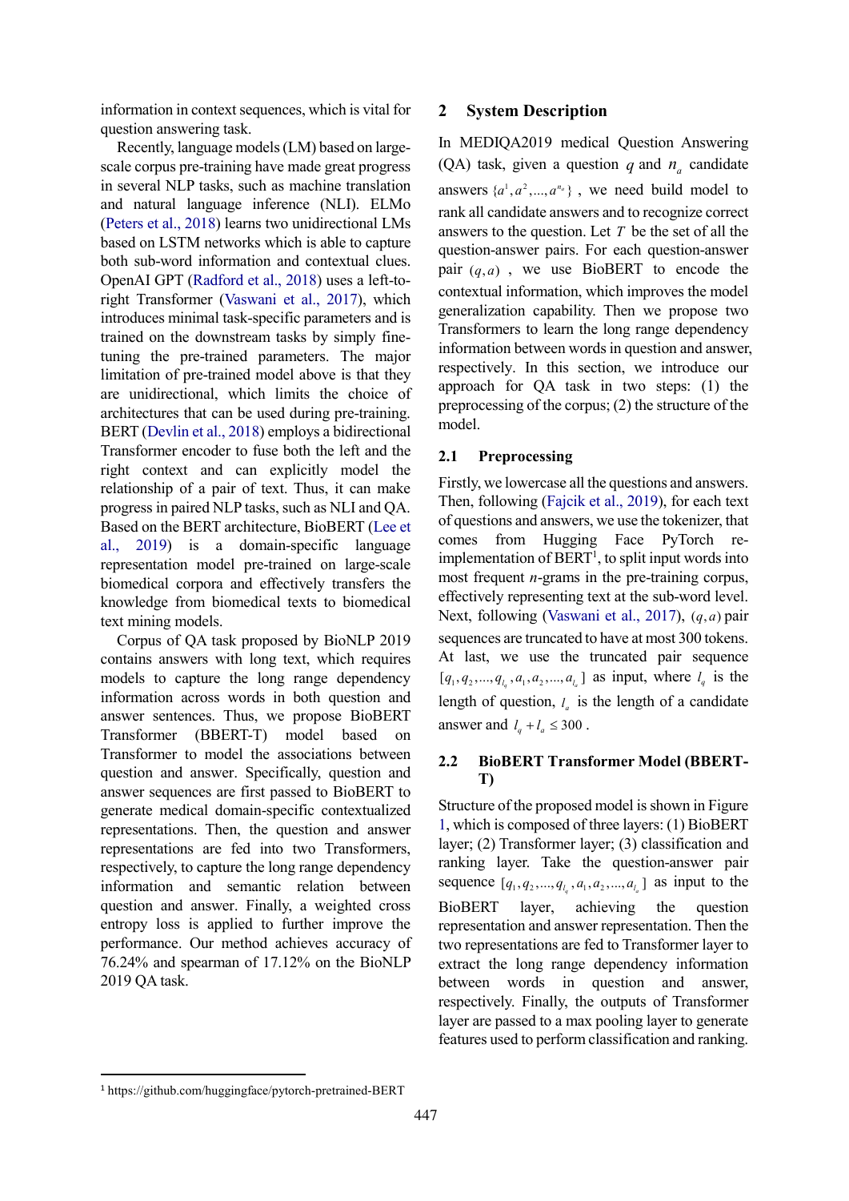information in context sequences, which is vital for question answering task.

Recently, language models (LM) based on large-scale corpus pre-training have made great progress in several NLP tasks, such as machine translation and natural language inference (NLI). ELMo (Peters et al., 2018) learns two unidirectional LMs based on LSTM networks which is able to capture both sub-word information and contextual clues. OpenAI GPT (Radford et al., 2018) uses a left-to-right Transformer (Vaswani et al., 2017), which introduces minimal task-specific parameters and is trained on the downstream tasks by simply fine-tuning the pre-trained parameters. The major limitation of pre-trained model above is that they are unidirectional, which limits the choice of architectures that can be used during pre-training. BERT (Devlin et al., 2018) employs a bidirectional Transformer encoder to fuse both the left and the right context and can explicitly model the relationship of a pair of text. Thus, it can make progress in paired NLP tasks, such as NLI and QA. Based on the BERT architecture, BioBERT (Lee et al., 2019) is a domain-specific language representation model pre-trained on large-scale biomedical corpora and effectively transfers the knowledge from biomedical texts to biomedical text mining models.

Corpus of QA task proposed by BioNLP 2019 contains answers with long text, which requires models to capture the long range dependency information across words in both question and answer sentences. Thus, we propose BioBERT Transformer (BBERT-T) model based on Transformer to model the associations between question and answer. Specifically, question and answer sequences are first passed to BioBERT to generate medical domain-specific contextualized representations. Then, the question and answer representations are fed into two Transformers, respectively, to capture the long range dependency information and semantic relation between question and answer. Finally, a weighted cross entropy loss is applied to further improve the performance. Our method achieves accuracy of 76.24% and spearman of 17.12% on the BioNLP 2019 QA task.

## 2 System Description

In MEDIQA2019 medical Question Answering (QA) task, given a question $q$ and $n_a$ candidate answers $\{a^1, a^2, ..., a^{n_a}\}$, we need build model to rank all candidate answers and to recognize correct answers to the question. Let $T$ be the set of all the question-answer pairs. For each question-answer pair $(q, a)$, we use BioBERT to encode the contextual information, which improves the model generalization capability. Then we propose two Transformers to learn the long range dependency information between words in question and answer, respectively. In this section, we introduce our approach for QA task in two steps: (1) the preprocessing of the corpus; (2) the structure of the model.

### 2.1 Preprocessing

Firstly, we lowercase all the questions and answers. Then, following (Fajcik et al., 2019), for each text of questions and answers, we use the tokenizer, that comes from Hugging Face PyTorch re-implementation of BERT[1], to split input words into most frequent *n*-grams in the pre-training corpus, effectively representing text at the sub-word level. Next, following (Vaswani et al., 2017), $(q, a)$ pair sequences are truncated to have at most 300 tokens. At last, we use the truncated pair sequence $[q_1, q_2, ..., q_{l_q}, a_1, a_2, ..., a_{l_a}]$ as input, where $l_q$ is the length of question, $l_a$ is the length of a candidate answer and $l_q + l_a \leq 300$.

### 2.2 BioBERT Transformer Model (BBERT-T)

Structure of the proposed model is shown in Figure 1, which is composed of three layers: (1) BioBERT layer; (2) Transformer layer; (3) classification and ranking layer. Take the question-answer pair sequence $[q_1, q_2, ..., q_{l_q}, a_1, a_2, ..., a_{l_a}]$ as input to the BioBERT layer, achieving the question representation and answer representation. Then the two representations are fed to Transformer layer to extract the long range dependency information between words in question and answer, respectively. Finally, the outputs of Transformer layer are passed to a max pooling layer to generate features used to perform classification and ranking.

[1] https://github.com/huggingface/pytorch-pretrained-BERT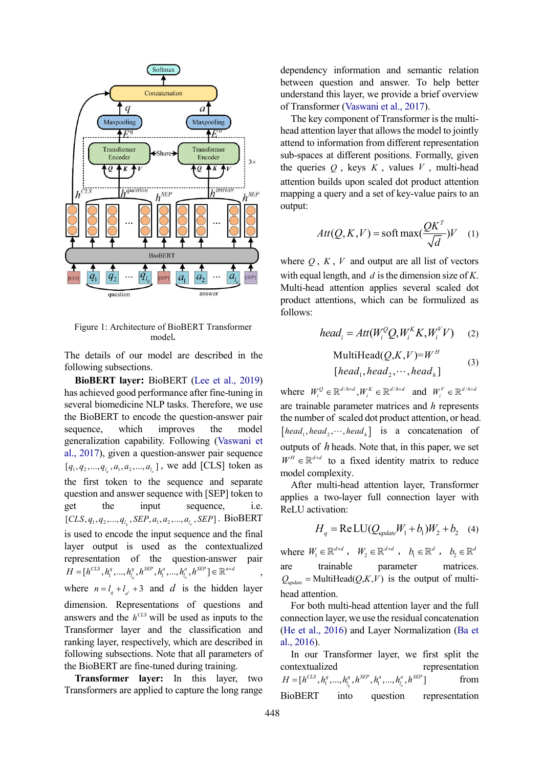Figure 1: Architecture of BioBERT Transformer model.

The details of our model are described in the following subsections.

**BioBERT layer:** BioBERT (Lee et al., 2019) has achieved good performance after fine-tuning in several biomedicine NLP tasks. Therefore, we use the BioBERT to encode the question-answer pair sequence, which improves the model generalization capability. Following (Vaswani et al., 2017), given a question-answer pair sequence $[q_1, q_2, ..., q_{l_q}, a_1, a_2, ..., a_{l_a}]$, we add [CLS] token as the first token to the sequence and separate question and answer sequence with [SEP] token to get the input sequence, i.e. $[CLS, q_1, q_2, ..., q_{l_q}, SEP, a_1, a_2, ..., a_{l_a}, SEP]$. BioBERT is used to encode the input sequence and the final layer output is used as the contextualized representation of the question-answer pair $H = [h^{CLS}, h_1^q, ..., h_{l_q}^q, h^{SEP}, h_1^a, ..., h_{l_a}^a, h^{SEP}] \in \mathbb{R}^{n \times d}$, where $n = l_q + l_{a'} + 3$ and $d$ is the hidden layer dimension. Representations of questions and answers and the $h^{CLS}$ will be used as inputs to the Transformer layer and the classification and ranking layer, respectively, which are described in following subsections. Note that all parameters of the BioBERT are fine-tuned during training.

**Transformer layer:** In this layer, two Transformers are applied to capture the long range dependency information and semantic relation between question and answer. To help better understand this layer, we provide a brief overview of Transformer (Vaswani et al., 2017).

The key component of Transformer is the multi-head attention layer that allows the model to jointly attend to information from different representation sub-spaces at different positions. Formally, given the queries $Q$, keys $K$, values $V$, multi-head attention builds upon scaled dot product attention mapping a query and a set of key-value pairs to an output:

$$Att(Q,K,V) = \text{soft}\max\left(\frac{QK^T}{\sqrt{d}}\right)V \quad (1)$$

where $Q$, $K$, $V$ and output are all list of vectors with equal length, and $d$ is the dimension size of $K$. Multi-head applies several scaled dot product attentions, which can be formulized as follows:

$$head_i = Att(W_i^Q Q, W_i^K K, W_i^V V) \quad (2)$$

$$\text{MultiHead}(Q,K,V) = W^H [head_1, head_2, \cdots, head_h] \quad (3)$$

where $W_i^Q \in \mathbb{R}^{d/h \times d}, W_i^K \in \mathbb{R}^{d/h \times d}$ and $W_i^V \in \mathbb{R}^{d/h \times d}$ are trainable parameter matrices and $h$ represents the number of scaled dot product attention, or head. $[head_1, head_2, \cdots, head_h]$ is a concatenation of outputs of $h$ heads. Note that, in this paper, we set $W^H \in \mathbb{R}^{d \times d}$ to a fixed identity matrix to reduce model complexity.

After multi-head attention layer, Transformer applies a two-layer full connection layer with ReLU activation:

$$H_q = \text{ReLU}(Q_{update} W_1 + b_1) W_2 + b_2 \quad (4)$$

where $W_1 \in \mathbb{R}^{d \times d}$, $W_2 \in \mathbb{R}^{d \times d}$, $b_1 \in \mathbb{R}^d$, $b_2 \in \mathbb{R}^d$ are trainable parameter matrices. $Q_{update} = \text{MultiHead}(Q,K,V)$ is the output of multi-head attention.

For both multi-head attention layer and the full connection layer, we use the residual concatenation (He et al., 2016) and Layer Normalization (Ba et al., 2016).

In our Transformer layer, we first split the contextualized representation $H = [h^{CLS}, h_1^q, ..., h_{l_q}^q, h^{SEP}, h_1^a, ..., h_{l_a}^a, h^{SEP}]$ from BioBERT into question representation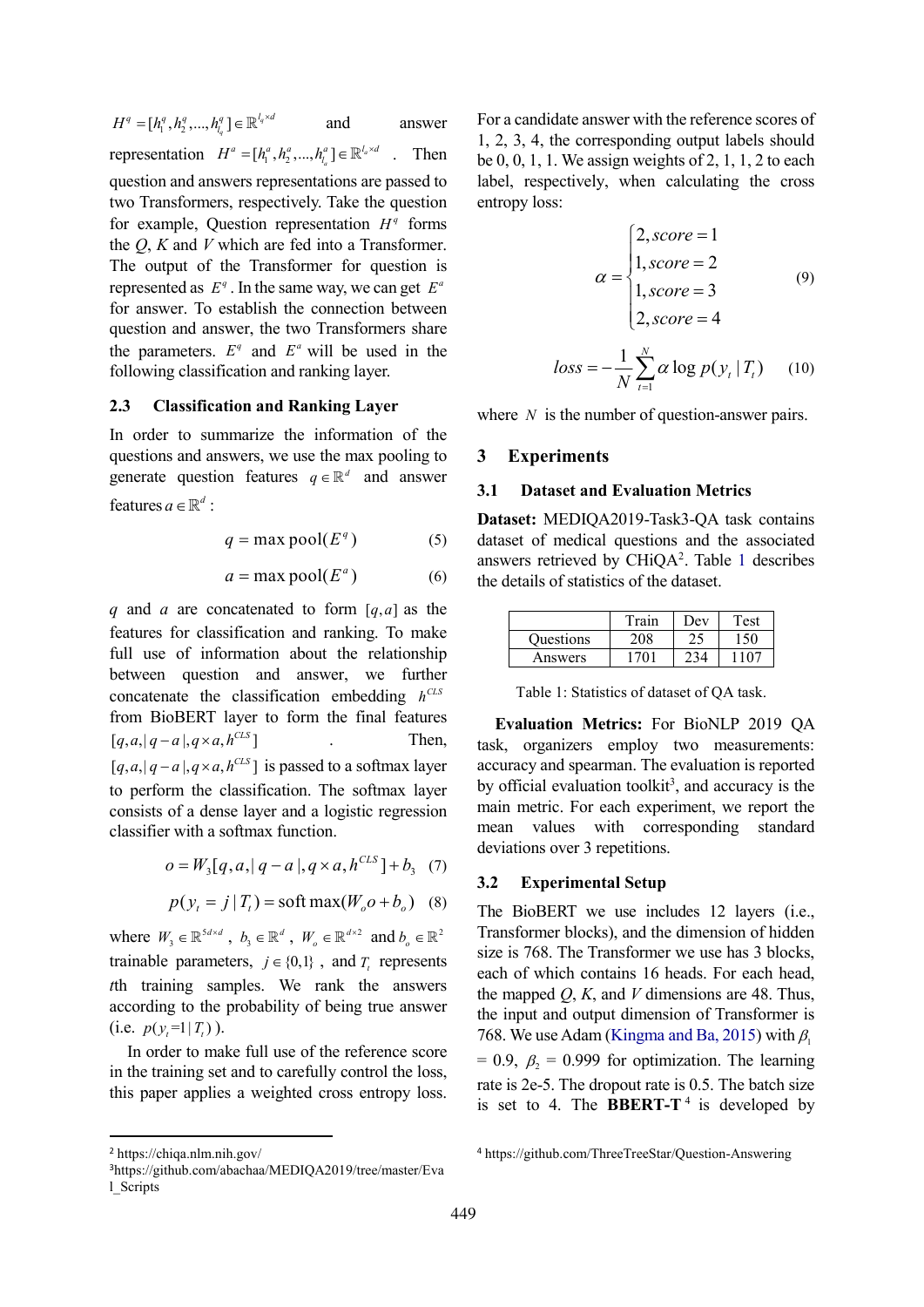$H^q = [h_1^q, h_2^q, ..., h_{l_q}^q] \in \mathbb{R}^{l_q \times d}$ and answer representation $H^a = [h_1^a, h_2^a, ..., h_{l_a}^a] \in \mathbb{R}^{l_a \times d}$. Then question and answers representations are passed to two Transformers, respectively. Take the question for example, Question representation $H^q$ forms the *Q*, *K* and *V* which are fed into a Transformer. The output of the Transformer for question is represented as $E^q$. In the same way, we can get $E^a$ for answer. To establish the connection between question and answer, the two Transformers share the parameters. $E^q$ and $E^a$ will be used in the following classification and ranking layer.

### 2.3 Classification and Ranking Layer

In order to summarize the information of the questions and answers, we use the max pooling to generate question features $q \in \mathbb{R}^d$ and answer features $a \in \mathbb{R}^d$:

$$q = \max \text{pool}(E^q) \quad (5)$$

$$a = \max \text{pool}(E^a) \quad (6)$$

$q$ and $a$ are concatenated to form $[q, a]$ as the features for classification and ranking. To make full use of information about the relationship between question and answer, we further concatenate the classification embedding $h^{CLS}$ from BioBERT layer to form the final features $[q, a, |q-a|, q \times a, h^{CLS}]$. Then, $[q, a, |q-a|, q \times a, h^{CLS}]$ is passed to a softmax layer to perform the classification. The softmax layer consists of a dense layer and a logistic regression classifier with a softmax function.

$$o = W_3[q, a, |q-a|, q \times a, h^{CLS}] + b_3 \quad (7)$$

$$p(y_t = j \mid T_t) = \text{soft}\max(W_o o + b_o) \quad (8)$$

where $W_3 \in \mathbb{R}^{5d \times d}$, $b_3 \in \mathbb{R}^d$, $W_o \in \mathbb{R}^{d \times 2}$ and $b_o \in \mathbb{R}^2$ trainable parameters, $j \in \{0,1\}$, and $T_t$ represents *t*th training samples. We rank the answers according to the probability of being true answer (i.e. $p(y_t = 1 \mid T_t)$).

In order to make full use of the reference score in the training set and to carefully control the loss, this paper applies a weighted cross entropy loss. For a candidate answer with the reference scores of 1, 2, 3, 4, the corresponding output labels should be 0, 0, 1, 1. We assign weights of 2, 1, 1, 2 to each label, respectively, when calculating the cross entropy loss:

$$\alpha = \begin{cases} 2, score = 1 \\ 1, score = 2 \\ 1, score = 3 \\ 2, score = 4 \end{cases} \quad (9)$$

$$loss = -\frac{1}{N}\sum_{t=1}^{N} \alpha \log p(y_t \mid T_t) \quad (10)$$

where $N$ is the number of question-answer pairs.

## 3 Experiments

### 3.1 Dataset and Evaluation Metrics

**Dataset:** MEDIQA2019-Task3-QA task contains dataset of medical questions and the associated answers retrieved by CHiQA[2]. Table 1 describes the details of statistics of the dataset.

| | Train | Dev | Test |
|---|---|---|---|
| Questions | 208 | 25 | 150 |
| Answers | 1701 | 234 | 1107 |

Table 1: Statistics of dataset of QA task.

**Evaluation Metrics:** For BioNLP 2019 QA task, organizers employ two measurements: accuracy and spearman. The evaluation is reported by official evaluation toolkit[3], and accuracy is the main metric. For each experiment, we report the mean values with corresponding standard deviations over 3 repetitions.

### 3.2 Experimental Setup

The BioBERT we use includes 12 layers (i.e., Transformer blocks), and the dimension of hidden size is 768. The Transformer we use has 3 blocks, each of which contains 16 heads. For each head, the mapped *Q*, *K*, and *V* dimensions are 48. Thus, the input and output dimension of Transformer is 768. We use Adam (Kingma and Ba, 2015) with $\beta_1$ = 0.9, $\beta_2$ = 0.999 for optimization. The learning rate is 2e-5. The dropout rate is 0.5. The batch size is set to 4. The **BBERT-T**[4] is developed by

[2] https://chiqa.nlm.nih.gov/

[3] https://github.com/abachaa/MEDIQA2019/tree/master/Eval_Scripts

[4] https://github.com/ThreeTreeStar/Question-Answering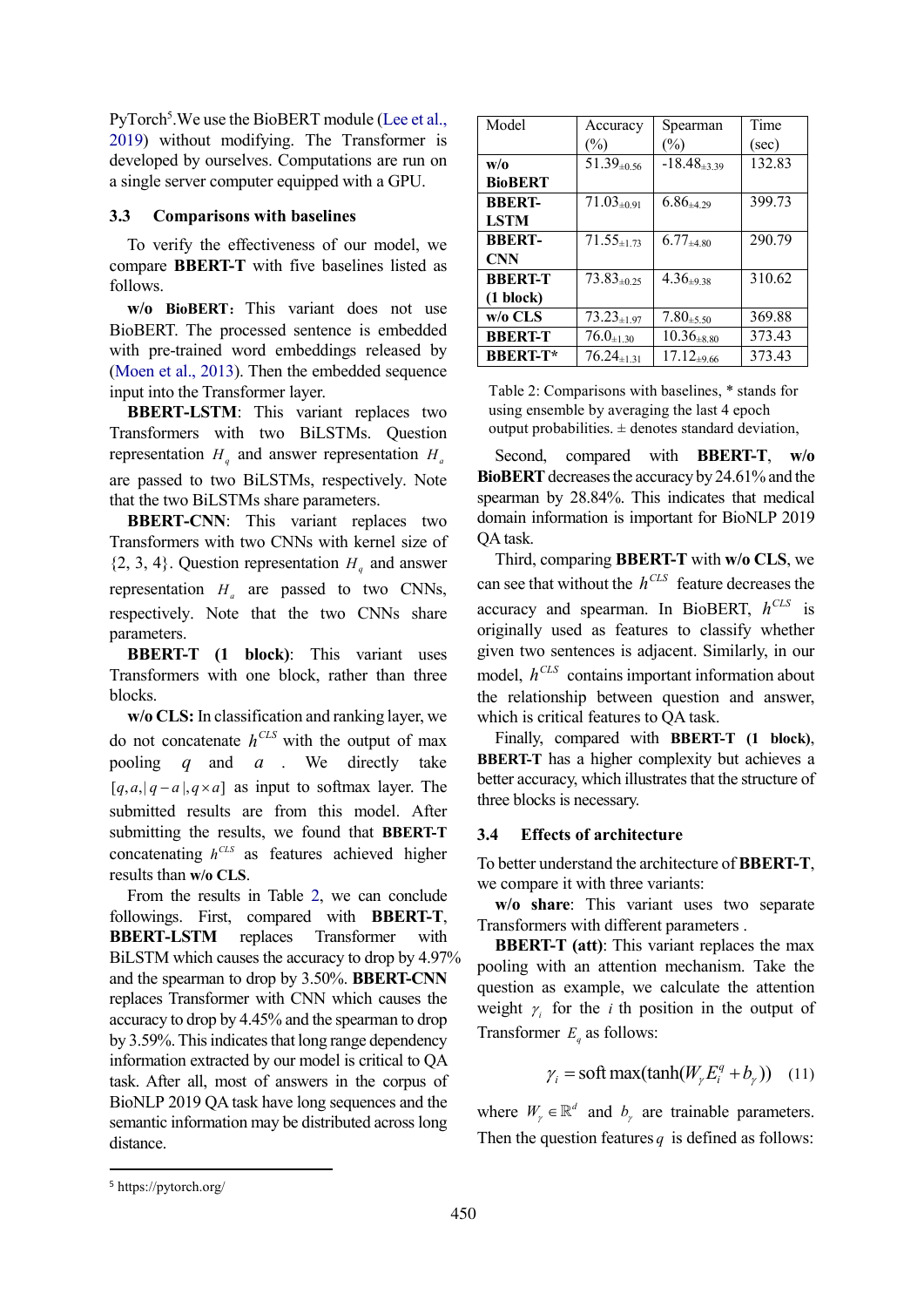PyTorch[5]. We use the BioBERT module (Lee et al., 2019) without modifying. The Transformer is developed by ourselves. Computations are run on a single server computer equipped with a GPU.

### 3.3 Comparisons with baselines

To verify the effectiveness of our model, we compare **BBERT-T** with five baselines listed as follows.

**w/o BioBERT**: This variant does not use BioBERT. The processed sentence is embedded with pre-trained word embeddings released by (Moen et al., 2013). Then the embedded sequence input into the Transformer layer.

**BBERT-LSTM**: This variant replaces two Transformers with two BiLSTMs. Question representation $H_q$ and answer representation $H_a$ are passed to two BiLSTMs, respectively. Note that the two BiLSTMs share parameters.

**BBERT-CNN**: This variant replaces two Transformers with two CNNs with kernel size of {2, 3, 4}. Question representation $H_q$ and answer representation $H_a$ are passed to two CNNs, respectively. Note that the two CNNs share parameters.

**BBERT-T (1 block)**: This variant uses Transformers with one block, rather than three blocks.

**w/o CLS:** In classification and ranking layer, we do not concatenate $h^{CLS}$ with the output of max pooling $q$ and $a$. We directly take $[q, a, |q-a|, q \times a]$ as input to softmax layer. The submitted results are from this model. After submitting the results, we found that **BBERT-T** concatenating $h^{CLS}$ as features achieved higher results than **w/o CLS**.

From the results in Table 2, we can conclude followings. First, compared with **BBERT-T**, **BBERT-LSTM** replaces Transformer with BiLSTM which causes the accuracy to drop by 4.97% and the spearman to drop by 3.50%. **BBERT-CNN** replaces Transformer with CNN which causes the accuracy to drop by 4.45% and the spearman to drop by 3.59%. This indicates that long range dependency information extracted by our model is critical to QA task. After all, most of answers in the corpus of BioNLP 2019 QA task have long sequences and the semantic information may be distributed across long distance.

| Model | Accuracy (%) | Spearman (%) | Time (sec) |
|---|---|---|---|
| **w/o BioBERT** | $51.39_{\pm 0.56}$ | $-18.48_{\pm 3.39}$ | 132.83 |
| **BBERT-LSTM** | $71.03_{\pm 0.91}$ | $6.86_{\pm 4.29}$ | 399.73 |
| **BBERT-CNN** | $71.55_{\pm 1.73}$ | $6.77_{\pm 4.80}$ | 290.79 |
| **BBERT-T (1 block)** | $73.83_{\pm 0.25}$ | $4.36_{\pm 9.38}$ | 310.62 |
| **w/o CLS** | $73.23_{\pm 1.97}$ | $7.80_{\pm 5.50}$ | 369.88 |
| **BBERT-T** | $76.0_{\pm 1.30}$ | $10.36_{\pm 8.80}$ | 373.43 |
| **BBERT-T*** | $76.24_{\pm 1.31}$ | $17.12_{\pm 9.66}$ | 373.43 |

Table 2: Comparisons with baselines, * stands for using ensemble by averaging the last 4 epoch output probabilities. ± denotes standard deviation,

Second, compared with **BBERT-T**, **w/o BioBERT** decreases the accuracy by 24.61% and the spearman by 28.84%. This indicates that medical domain information is important for BioNLP 2019 QA task.

Third, comparing **BBERT-T** with **w/o CLS**, we can see that without the $h^{CLS}$ feature decreases the accuracy and spearman. In BioBERT, $h^{CLS}$ is originally used as features to classify whether given two sentences is adjacent. Similarly, in our model, $h^{CLS}$ contains important information about the relationship between question and answer, which is critical features to QA task.

Finally, compared with **BBERT-T (1 block)**, **BBERT-T** has a higher complexity but achieves a better accuracy, which illustrates that the structure of three blocks is necessary.

### 3.4 Effects of architecture

To better understand the architecture of **BBERT-T**, we compare it with three variants:

**w/o share**: This variant uses two separate Transformers with different parameters .

**BBERT-T (att)**: This variant replaces the max pooling with an attention mechanism. Take the question as example, we calculate the attention weight $\gamma_i$ for the $i$ th position in the output of Transformer $E_q$ as follows:

$$\gamma_i = \text{soft max}(\tanh(W_\gamma E_i^q + b_\gamma)) \quad (11)$$

where $W_\gamma \in \mathbb{R}^d$ and $b_\gamma$ are trainable parameters. Then the question features $q$ is defined as follows:

[5] https://pytorch.org/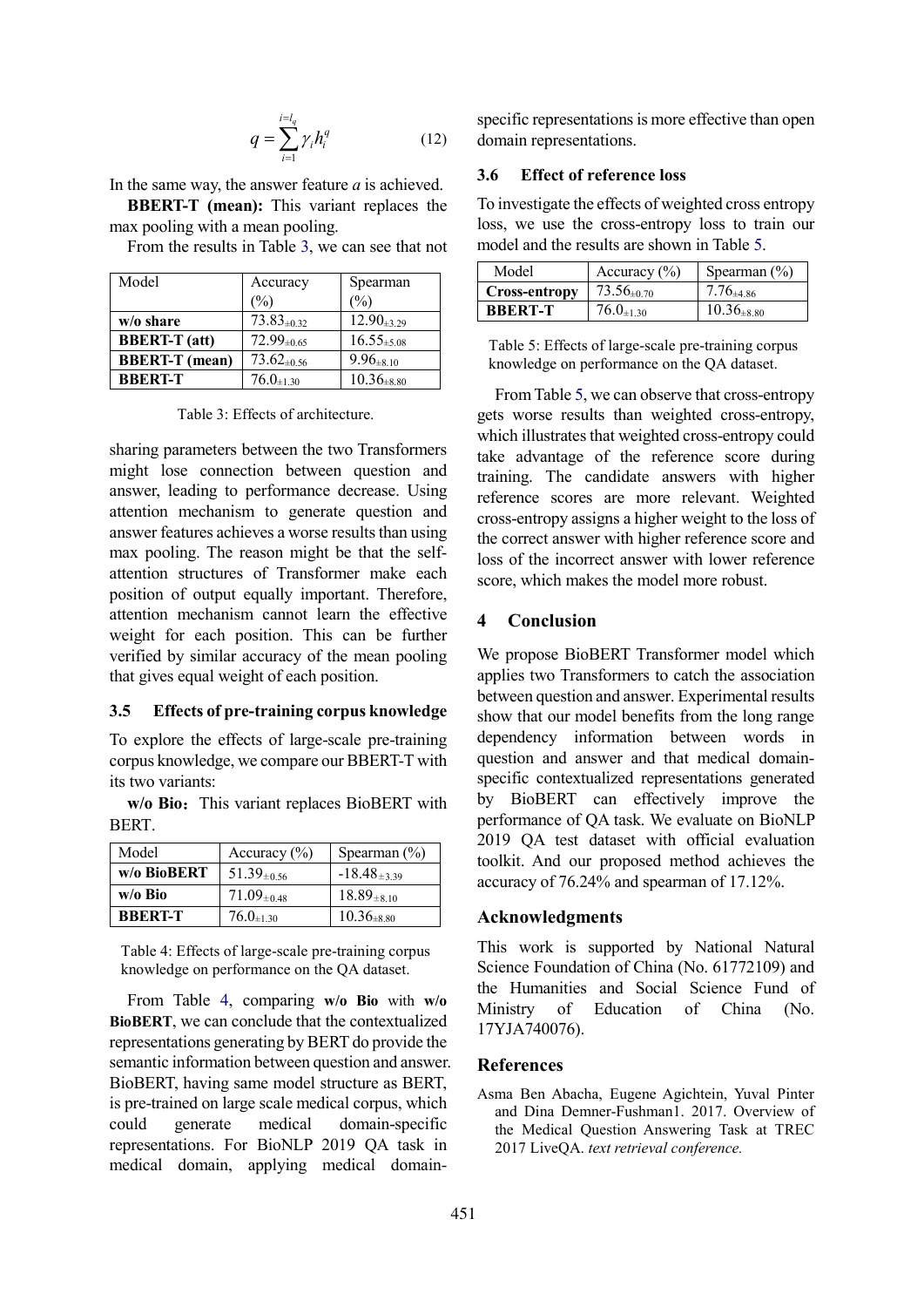$$q = \sum_{i=1}^{i=l_q} \gamma_i h_i^q \tag{12}$$

In the same way, the answer feature *a* is achieved.

**BBERT-T (mean):** This variant replaces the max pooling with a mean pooling.

From the results in Table 3, we can see that not sharing parameters between the two Transformers might lose connection between question and answer, leading to performance decrease. Using attention mechanism to generate question and answer features achieves a worse results than using max pooling. The reason might be that the self-attention structures of Transformer make each position of output equally important. Therefore, attention mechanism cannot learn the effective weight for each position. This can be further verified by similar accuracy of the mean pooling that gives equal weight of each position.

| Model | Accuracy (%) | Spearman (%) |
|---|---|---|
| **w/o share** | $73.83_{\pm 0.32}$ | $12.90_{\pm 3.29}$ |
| **BBERT-T (att)** | $72.99_{\pm 0.65}$ | $16.55_{\pm 5.08}$ |
| **BBERT-T (mean)** | $73.62_{\pm 0.56}$ | $9.96_{\pm 8.10}$ |
| **BBERT-T** | $76.0_{\pm 1.30}$ | $10.36_{\pm 8.80}$ |

Table 3: Effects of architecture.

### 3.5 Effects of pre-training corpus knowledge

To explore the effects of large-scale pre-training corpus knowledge, we compare our BBERT-T with its two variants:

**w/o Bio**：This variant replaces BioBERT with BERT.

| Model | Accuracy (%) | Spearman (%) |
|---|---|---|
| **w/o BioBERT** | $51.39_{\pm 0.56}$ | $-18.48_{\pm 3.39}$ |
| **w/o Bio** | $71.09_{\pm 0.48}$ | $18.89_{\pm 8.10}$ |
| **BBERT-T** | $76.0_{\pm 1.30}$ | $10.36_{\pm 8.80}$ |

Table 4: Effects of large-scale pre-training corpus knowledge on performance on the QA dataset.

From Table 4, comparing **w/o Bio** with **w/o BioBERT**, we can conclude that the contextualized representations generating by BERT do provide the semantic information between question and answer. BioBERT, having same model structure as BERT, is pre-trained on large scale medical corpus, which could generate medical domain-specific representations. For BioNLP 2019 QA task in medical domain, applying medical domain-specific representations is more effective than open domain representations.

### 3.6 Effect of reference loss

To investigate the effects of weighted cross entropy loss, we use the cross-entropy loss to train our model and the results are shown in Table 5.

| Model | Accuracy (%) | Spearman (%) |
|---|---|---|
| **Cross-entropy** | $73.56_{\pm 0.70}$ | $7.76_{\pm 4.86}$ |
| **BBERT-T** | $76.0_{\pm 1.30}$ | $10.36_{\pm 8.80}$ |

Table 5: Effects of large-scale pre-training corpus knowledge on performance on the QA dataset.

From Table 5, we can observe that cross-entropy gets worse results than weighted cross-entropy, which illustrates that weighted cross-entropy could take advantage of the reference score during training. The candidate answers with higher reference scores are more relevant. Weighted cross-entropy assigns a higher weight to the loss of the correct answer with higher reference score and loss of the incorrect answer with lower reference score, which makes the model more robust.

## 4 Conclusion

We propose BioBERT Transformer model which applies two Transformers to catch the association between question and answer. Experimental results show that our model benefits from the long range dependency information between words in question and answer and that medical domain-specific contextualized representations generated by BioBERT can effectively improve the performance of QA task. We evaluate on BioNLP 2019 QA test dataset with official evaluation toolkit. And our proposed method achieves the accuracy of 76.24% and spearman of 17.12%.

## Acknowledgments

This work is supported by National Natural Science Foundation of China (No. 61772109) and the Humanities and Social Science Fund of Ministry of Education of China (No. 17YJA740076).

## References

Asma Ben Abacha, Eugene Agichtein, Yuval Pinter and Dina Demner-Fushman1. 2017. Overview of the Medical Question Answering Task at TREC 2017 LiveQA. *text retrieval conference.*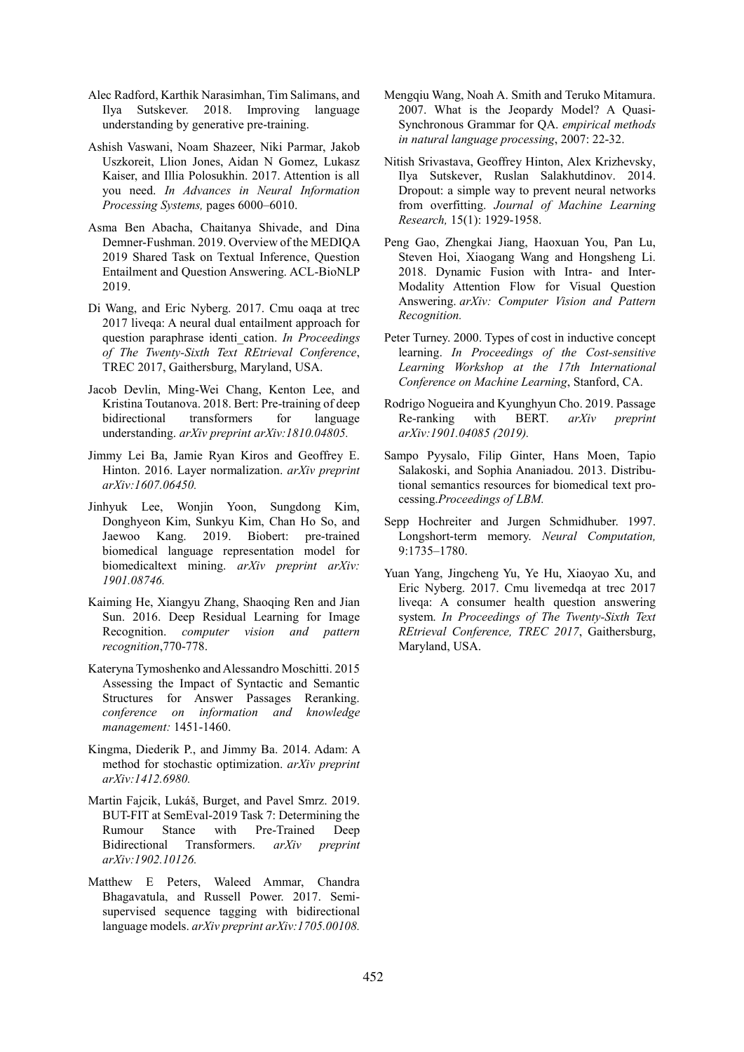Alec Radford, Karthik Narasimhan, Tim Salimans, and Ilya Sutskever. 2018. Improving language understanding by generative pre-training.

Ashish Vaswani, Noam Shazeer, Niki Parmar, Jakob Uszkoreit, Llion Jones, Aidan N Gomez, Lukasz Kaiser, and Illia Polosukhin. 2017. Attention is all you need. *In Advances in Neural Information Processing Systems,* pages 6000–6010.

Asma Ben Abacha, Chaitanya Shivade, and Dina Demner-Fushman. 2019. Overview of the MEDIQA 2019 Shared Task on Textual Inference, Question Entailment and Question Answering. ACL-BioNLP 2019.

Di Wang, and Eric Nyberg. 2017. Cmu oaqa at trec 2017 liveqa: A neural dual entailment approach for question paraphrase identi_cation. *In Proceedings of The Twenty-Sixth Text REtrieval Conference*, TREC 2017, Gaithersburg, Maryland, USA.

Jacob Devlin, Ming-Wei Chang, Kenton Lee, and Kristina Toutanova. 2018. Bert: Pre-training of deep bidirectional transformers for language understanding. *arXiv preprint arXiv:1810.04805.*

Jimmy Lei Ba, Jamie Ryan Kiros and Geoffrey E. Hinton. 2016. Layer normalization. *arXiv preprint arXiv:1607.06450.*

Jinhyuk Lee, Wonjin Yoon, Sungdong Kim, Donghyeon Kim, Sunkyu Kim, Chan Ho So, and Jaewoo Kang. 2019. Biobert: pre-trained biomedical language representation model for biomedicaltext mining. *arXiv preprint arXiv: 1901.08746.*

Kaiming He, Xiangyu Zhang, Shaoqing Ren and Jian Sun. 2016. Deep Residual Learning for Image Recognition. *computer vision and pattern recognition*,770-778.

Kateryna Tymoshenko and Alessandro Moschitti. 2015 Assessing the Impact of Syntactic and Semantic Structures for Answer Passages Reranking. *conference on information and knowledge management:* 1451-1460.

Kingma, Diederik P., and Jimmy Ba. 2014. Adam: A method for stochastic optimization. *arXiv preprint arXiv:1412.6980.*

Martin Fajcik, Lukáš, Burget, and Pavel Smrz. 2019. BUT-FIT at SemEval-2019 Task 7: Determining the Rumour Stance with Pre-Trained Deep Bidirectional Transformers. *arXiv preprint arXiv:1902.10126.*

Matthew E Peters, Waleed Ammar, Chandra Bhagavatula, and Russell Power. 2017. Semi-supervised sequence tagging with bidirectional language models. *arXiv preprint arXiv:1705.00108.*

Mengqiu Wang, Noah A. Smith and Teruko Mitamura. 2007. What is the Jeopardy Model? A Quasi-Synchronous Grammar for QA. *empirical methods in natural language processing*, 2007: 22-32.

Nitish Srivastava, Geoffrey Hinton, Alex Krizhevsky, Ilya Sutskever, Ruslan Salakhutdinov. 2014. Dropout: a simple way to prevent neural networks from overfitting. *Journal of Machine Learning Research,* 15(1): 1929-1958.

Peng Gao, Zhengkai Jiang, Haoxuan You, Pan Lu, Steven Hoi, Xiaogang Wang and Hongsheng Li. 2018. Dynamic Fusion with Intra- and Inter-Modality Attention Flow for Visual Question Answering. *arXiv: Computer Vision and Pattern Recognition.*

Peter Turney. 2000. Types of cost in inductive concept learning. *In Proceedings of the Cost-sensitive Learning Workshop at the 17th International Conference on Machine Learning*, Stanford, CA.

Rodrigo Nogueira and Kyunghyun Cho. 2019. Passage Re-ranking with BERT. *arXiv preprint arXiv:1901.04085 (2019).*

Sampo Pyysalo, Filip Ginter, Hans Moen, Tapio Salakoski, and Sophia Ananiadou. 2013. Distributional semantics resources for biomedical text processing.*Proceedings of LBM.*

Sepp Hochreiter and Jurgen Schmidhuber. 1997. Longshort-term memory. *Neural Computation,* 9:1735–1780.

Yuan Yang, Jingcheng Yu, Ye Hu, Xiaoyao Xu, and Eric Nyberg. 2017. Cmu livemedqa at trec 2017 liveqa: A consumer health question answering system. *In Proceedings of The Twenty-Sixth Text REtrieval Conference, TREC 2017*, Gaithersburg, Maryland, USA.